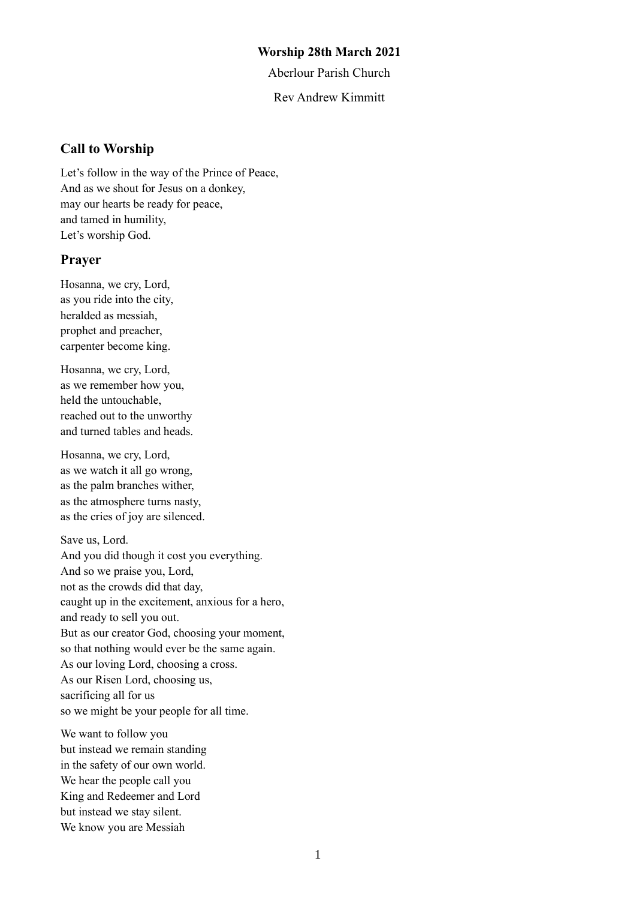**Worship 28th March 2021**

Aberlour Parish Church

Rev Andrew Kimmitt

## Call to Worship

Let's follow in the way of the Prince of Peace,
And as we shout for Jesus on a donkey,
may our hearts be ready for peace,
and tamed in humility,
Let's worship God.

## Prayer

Hosanna, we cry, Lord,
as you ride into the city,
heralded as messiah,
prophet and preacher,
carpenter become king.

Hosanna, we cry, Lord,
as we remember how you,
held the untouchable,
reached out to the unworthy
and turned tables and heads.

Hosanna, we cry, Lord,
as we watch it all go wrong,
as the palm branches wither,
as the atmosphere turns nasty,
as the cries of joy are silenced.

Save us, Lord.
And you did though it cost you everything.
And so we praise you, Lord,
not as the crowds did that day,
caught up in the excitement, anxious for a hero,
and ready to sell you out.
But as our creator God, choosing your moment,
so that nothing would ever be the same again.
As our loving Lord, choosing a cross.
As our Risen Lord, choosing us,
sacrificing all for us
so we might be your people for all time.

We want to follow you
but instead we remain standing
in the safety of our own world.
We hear the people call you
King and Redeemer and Lord
but instead we stay silent.
We know you are Messiah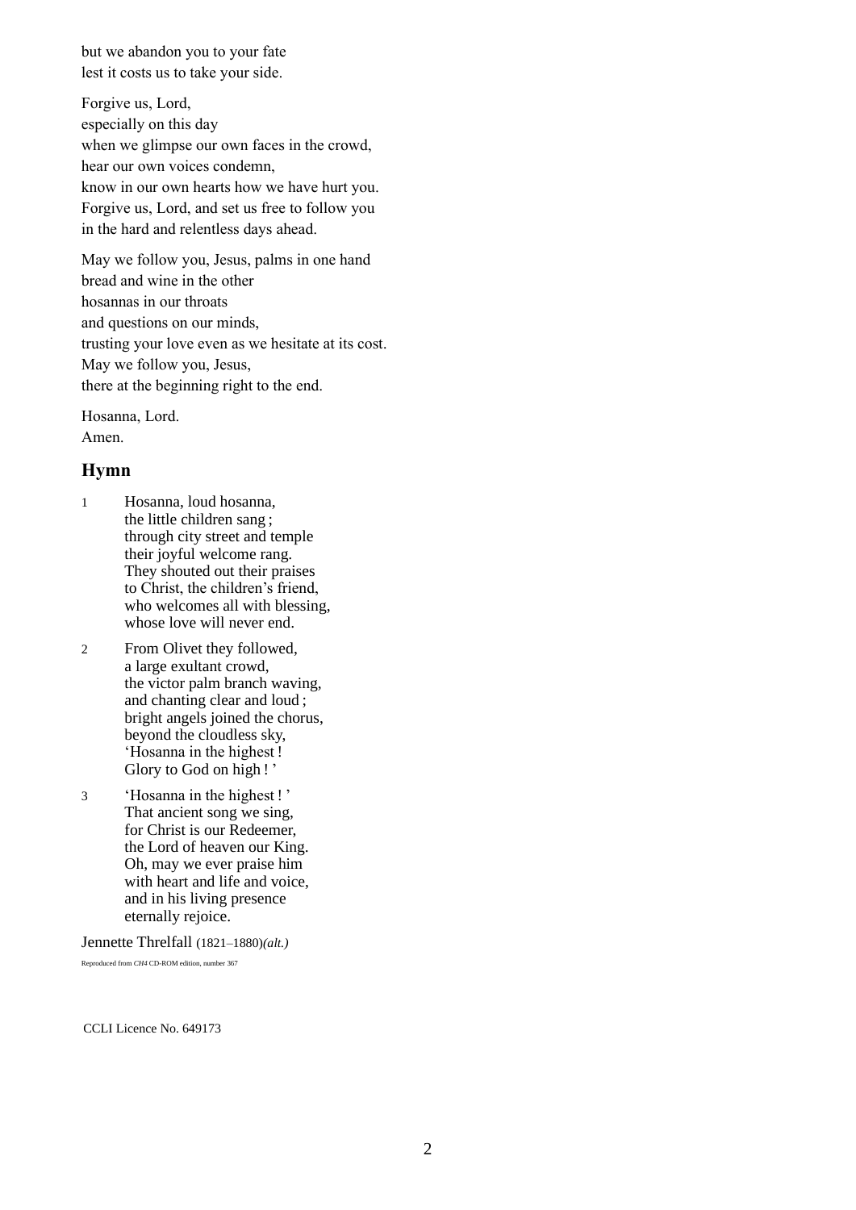but we abandon you to your fate
lest it costs us to take your side.

Forgive us, Lord,
especially on this day
when we glimpse our own faces in the crowd,
hear our own voices condemn,
know in our own hearts how we have hurt you.
Forgive us, Lord, and set us free to follow you
in the hard and relentless days ahead.

May we follow you, Jesus, palms in one hand
bread and wine in the other
hosannas in our throats
and questions on our minds,
trusting your love even as we hesitate at its cost.
May we follow you, Jesus,
there at the beginning right to the end.

Hosanna, Lord.
Amen.

## Hymn

1. Hosanna, loud hosanna,
   the little children sang ;
   through city street and temple
   their joyful welcome rang.
   They shouted out their praises
   to Christ, the children's friend,
   who welcomes all with blessing,
   whose love will never end.

2. From Olivet they followed,
   a large exultant crowd,
   the victor palm branch waving,
   and chanting clear and loud ;
   bright angels joined the chorus,
   beyond the cloudless sky,
   'Hosanna in the highest !
   Glory to God on high ! '

3. 'Hosanna in the highest ! '
   That ancient song we sing,
   for Christ is our Redeemer,
   the Lord of heaven our King.
   Oh, may we ever praise him
   with heart and life and voice,
   and in his living presence
   eternally rejoice.

Jennette Threlfall (1821–1880)*(alt.)*

Reproduced from *CH4* CD-ROM edition, number 367

CCLI Licence No. 649173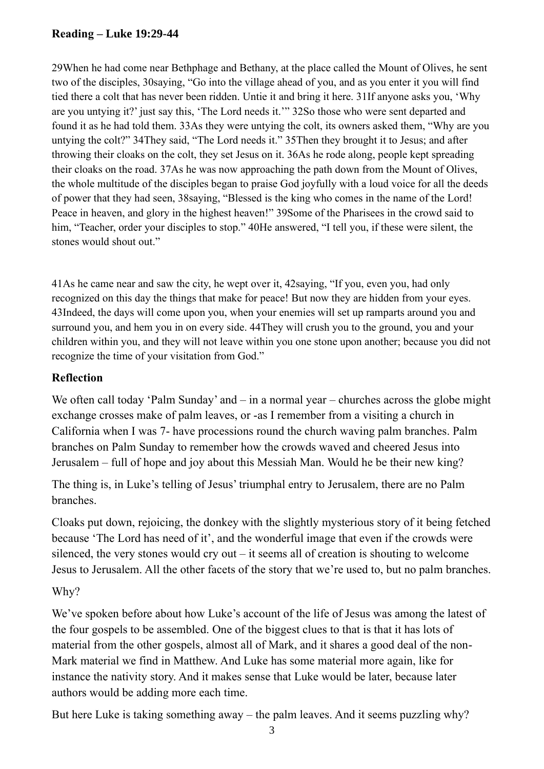**Reading – Luke 19:29-44**

29When he had come near Bethphage and Bethany, at the place called the Mount of Olives, he sent two of the disciples, 30saying, "Go into the village ahead of you, and as you enter it you will find tied there a colt that has never been ridden. Untie it and bring it here. 31If anyone asks you, 'Why are you untying it?' just say this, 'The Lord needs it.'" 32So those who were sent departed and found it as he had told them. 33As they were untying the colt, its owners asked them, "Why are you untying the colt?" 34They said, "The Lord needs it." 35Then they brought it to Jesus; and after throwing their cloaks on the colt, they set Jesus on it. 36As he rode along, people kept spreading their cloaks on the road. 37As he was now approaching the path down from the Mount of Olives, the whole multitude of the disciples began to praise God joyfully with a loud voice for all the deeds of power that they had seen, 38saying, "Blessed is the king who comes in the name of the Lord! Peace in heaven, and glory in the highest heaven!" 39Some of the Pharisees in the crowd said to him, "Teacher, order your disciples to stop." 40He answered, "I tell you, if these were silent, the stones would shout out."

41As he came near and saw the city, he wept over it, 42saying, "If you, even you, had only recognized on this day the things that make for peace! But now they are hidden from your eyes. 43Indeed, the days will come upon you, when your enemies will set up ramparts around you and surround you, and hem you in on every side. 44They will crush you to the ground, you and your children within you, and they will not leave within you one stone upon another; because you did not recognize the time of your visitation from God."

**Reflection**

We often call today 'Palm Sunday' and – in a normal year – churches across the globe might exchange crosses make of palm leaves, or -as I remember from a visiting a church in California when I was 7- have processions round the church waving palm branches. Palm branches on Palm Sunday to remember how the crowds waved and cheered Jesus into Jerusalem – full of hope and joy about this Messiah Man. Would he be their new king?

The thing is, in Luke's telling of Jesus' triumphal entry to Jerusalem, there are no Palm branches.

Cloaks put down, rejoicing, the donkey with the slightly mysterious story of it being fetched because 'The Lord has need of it', and the wonderful image that even if the crowds were silenced, the very stones would cry out – it seems all of creation is shouting to welcome Jesus to Jerusalem. All the other facets of the story that we're used to, but no palm branches.

Why?

We've spoken before about how Luke's account of the life of Jesus was among the latest of the four gospels to be assembled. One of the biggest clues to that is that it has lots of material from the other gospels, almost all of Mark, and it shares a good deal of the non-Mark material we find in Matthew. And Luke has some material more again, like for instance the nativity story. And it makes sense that Luke would be later, because later authors would be adding more each time.

But here Luke is taking something away – the palm leaves. And it seems puzzling why?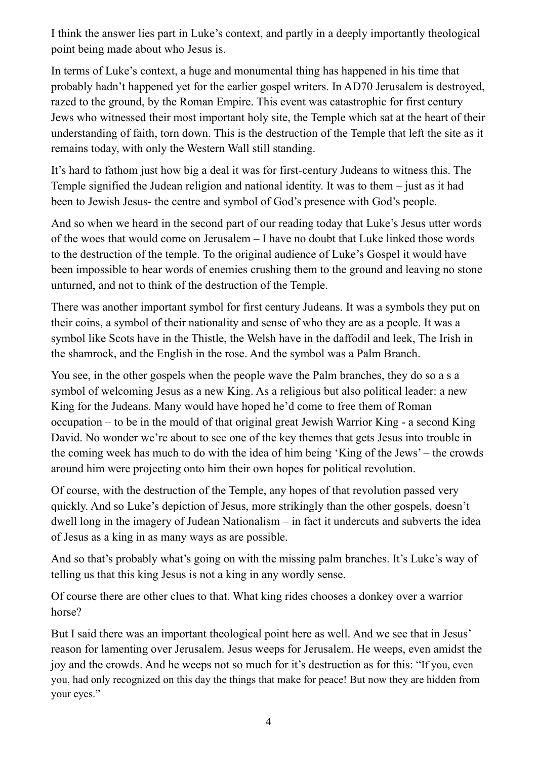I think the answer lies part in Luke's context, and partly in a deeply importantly theological point being made about who Jesus is.

In terms of Luke's context, a huge and monumental thing has happened in his time that probably hadn't happened yet for the earlier gospel writers. In AD70 Jerusalem is destroyed, razed to the ground, by the Roman Empire. This event was catastrophic for first century Jews who witnessed their most important holy site, the Temple which sat at the heart of their understanding of faith, torn down. This is the destruction of the Temple that left the site as it remains today, with only the Western Wall still standing.

It's hard to fathom just how big a deal it was for first-century Judeans to witness this. The Temple signified the Judean religion and national identity. It was to them – just as it had been to Jewish Jesus- the centre and symbol of God's presence with God's people.

And so when we heard in the second part of our reading today that Luke's Jesus utter words of the woes that would come on Jerusalem – I have no doubt that Luke linked those words to the destruction of the temple. To the original audience of Luke's Gospel it would have been impossible to hear words of enemies crushing them to the ground and leaving no stone unturned, and not to think of the destruction of the Temple.

There was another important symbol for first century Judeans. It was a symbols they put on their coins, a symbol of their nationality and sense of who they are as a people. It was a symbol like Scots have in the Thistle, the Welsh have in the daffodil and leek, The Irish in the shamrock, and the English in the rose. And the symbol was a Palm Branch.

You see, in the other gospels when the people wave the Palm branches, they do so a s a symbol of welcoming Jesus as a new King. As a religious but also political leader: a new King for the Judeans. Many would have hoped he'd come to free them of Roman occupation – to be in the mould of that original great Jewish Warrior King - a second King David. No wonder we're about to see one of the key themes that gets Jesus into trouble in the coming week has much to do with the idea of him being 'King of the Jews' – the crowds around him were projecting onto him their own hopes for political revolution.

Of course, with the destruction of the Temple, any hopes of that revolution passed very quickly. And so Luke's depiction of Jesus, more strikingly than the other gospels, doesn't dwell long in the imagery of Judean Nationalism – in fact it undercuts and subverts the idea of Jesus as a king in as many ways as are possible.

And so that's probably what's going on with the missing palm branches. It's Luke's way of telling us that this king Jesus is not a king in any wordly sense.

Of course there are other clues to that. What king rides chooses a donkey over a warrior horse?

But I said there was an important theological point here as well. And we see that in Jesus' reason for lamenting over Jerusalem. Jesus weeps for Jerusalem. He weeps, even amidst the joy and the crowds. And he weeps not so much for it's destruction as for this: "If you, even you, had only recognized on this day the things that make for peace! But now they are hidden from your eyes."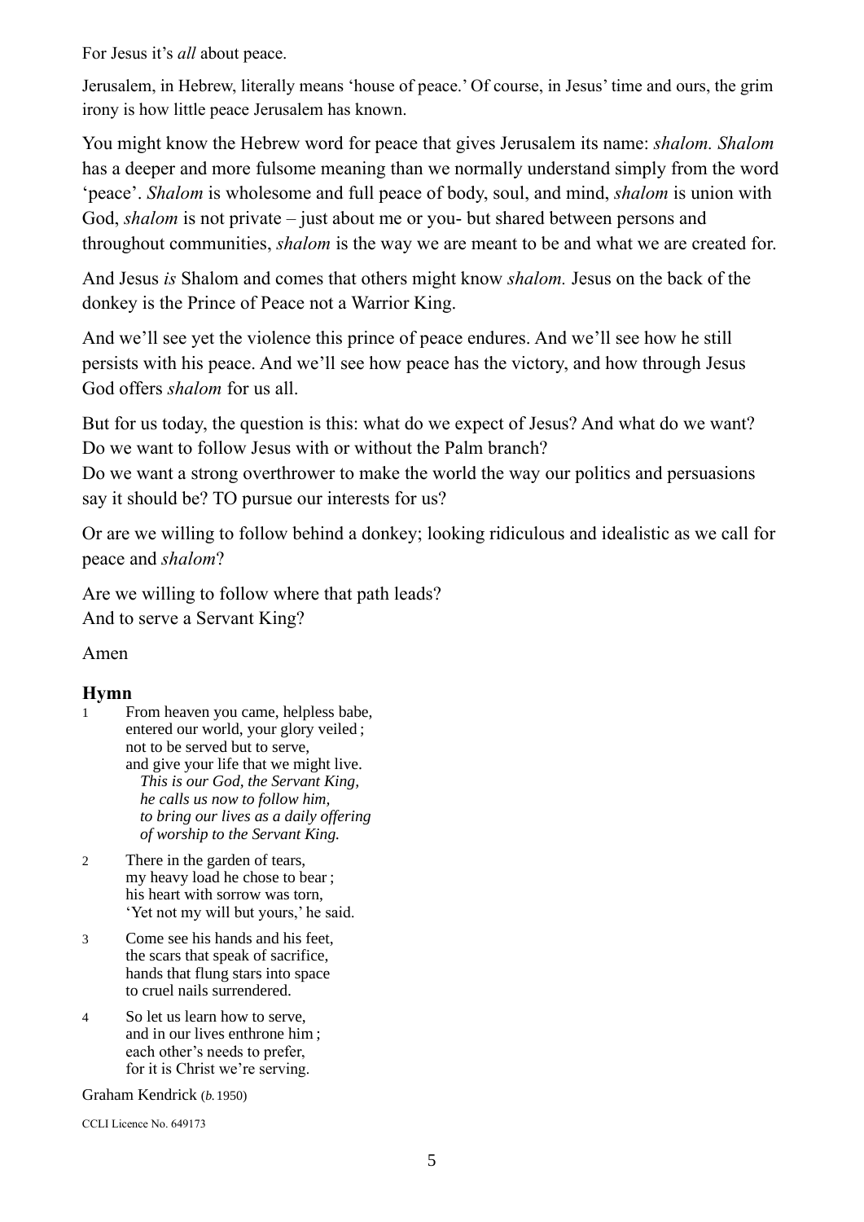For Jesus it's *all* about peace.

Jerusalem, in Hebrew, literally means 'house of peace.' Of course, in Jesus' time and ours, the grim irony is how little peace Jerusalem has known.

You might know the Hebrew word for peace that gives Jerusalem its name: *shalom. Shalom* has a deeper and more fulsome meaning than we normally understand simply from the word 'peace'. *Shalom* is wholesome and full peace of body, soul, and mind, *shalom* is union with God, *shalom* is not private – just about me or you- but shared between persons and throughout communities, *shalom* is the way we are meant to be and what we are created for.

And Jesus *is* Shalom and comes that others might know *shalom.* Jesus on the back of the donkey is the Prince of Peace not a Warrior King.

And we'll see yet the violence this prince of peace endures. And we'll see how he still persists with his peace. And we'll see how peace has the victory, and how through Jesus God offers *shalom* for us all.

But for us today, the question is this: what do we expect of Jesus? And what do we want? Do we want to follow Jesus with or without the Palm branch?
Do we want a strong overthrower to make the world the way our politics and persuasions say it should be? TO pursue our interests for us?

Or are we willing to follow behind a donkey; looking ridiculous and idealistic as we call for peace and *shalom*?

Are we willing to follow where that path leads?
And to serve a Servant King?

Amen

## Hymn

1 From heaven you came, helpless babe,
entered our world, your glory veiled ;
not to be served but to serve,
and give your life that we might live.
*This is our God, the Servant King,*
*he calls us now to follow him,*
*to bring our lives as a daily offering*
*of worship to the Servant King.*

2 There in the garden of tears,
my heavy load he chose to bear ;
his heart with sorrow was torn,
'Yet not my will but yours,' he said.

3 Come see his hands and his feet,
the scars that speak of sacrifice,
hands that flung stars into space
to cruel nails surrendered.

4 So let us learn how to serve,
and in our lives enthrone him ;
each other's needs to prefer,
for it is Christ we're serving.

Graham Kendrick (*b.* 1950)

CCLI Licence No. 649173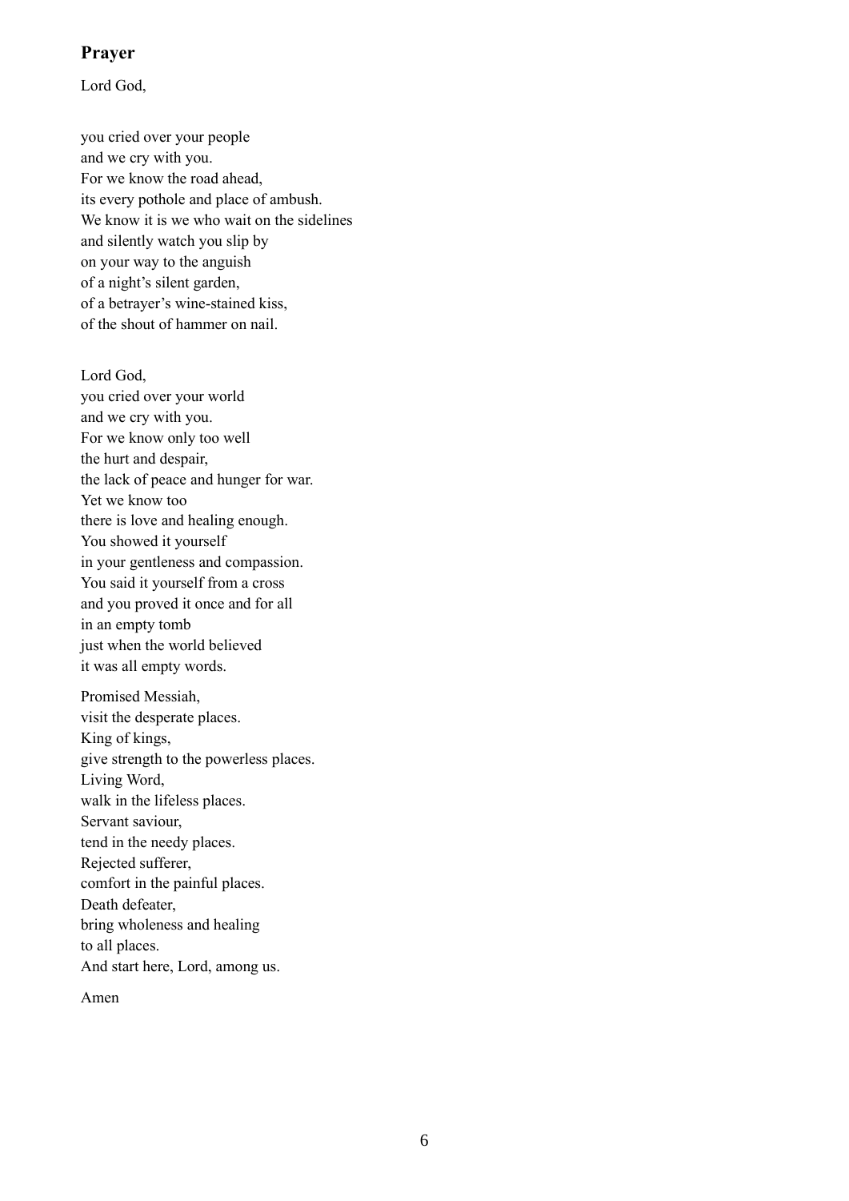## Prayer

Lord God,

you cried over your people  
and we cry with you.  
For we know the road ahead,  
its every pothole and place of ambush.  
We know it is we who wait on the sidelines  
and silently watch you slip by  
on your way to the anguish  
of a night's silent garden,  
of a betrayer's wine-stained kiss,  
of the shout of hammer on nail.

Lord God,  
you cried over your world  
and we cry with you.  
For we know only too well  
the hurt and despair,  
the lack of peace and hunger for war.  
Yet we know too  
there is love and healing enough.  
You showed it yourself  
in your gentleness and compassion.  
You said it yourself from a cross  
and you proved it once and for all  
in an empty tomb  
just when the world believed  
it was all empty words.

Promised Messiah,  
visit the desperate places.  
King of kings,  
give strength to the powerless places.  
Living Word,  
walk in the lifeless places.  
Servant saviour,  
tend in the needy places.  
Rejected sufferer,  
comfort in the painful places.  
Death defeater,  
bring wholeness and healing  
to all places.  
And start here, Lord, among us.

Amen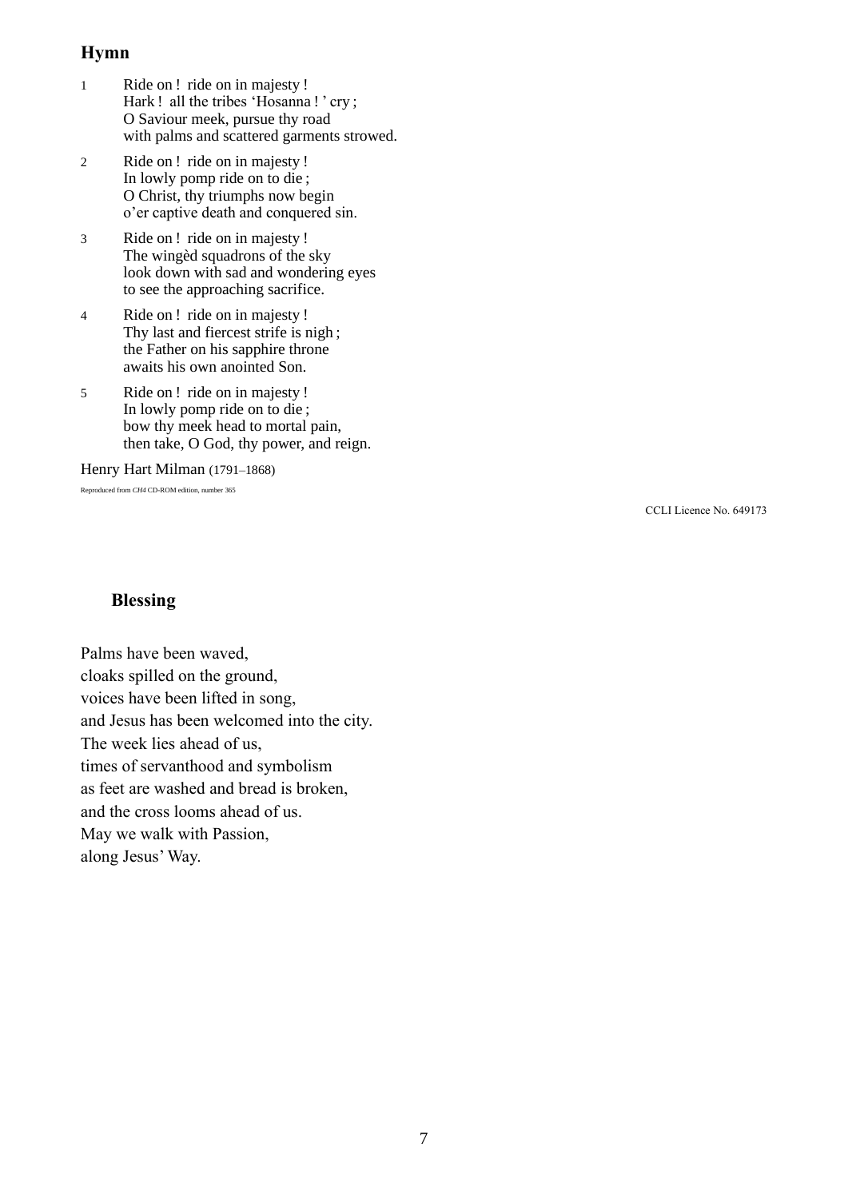## Hymn

1 Ride on ! ride on in majesty !
Hark ! all the tribes 'Hosanna ! ' cry ;
O Saviour meek, pursue thy road
with palms and scattered garments strowed.

2 Ride on ! ride on in majesty !
In lowly pomp ride on to die ;
O Christ, thy triumphs now begin
o'er captive death and conquered sin.

3 Ride on ! ride on in majesty !
The wingèd squadrons of the sky
look down with sad and wondering eyes
to see the approaching sacrifice.

4 Ride on ! ride on in majesty !
Thy last and fiercest strife is nigh ;
the Father on his sapphire throne
awaits his own anointed Son.

5 Ride on ! ride on in majesty !
In lowly pomp ride on to die ;
bow thy meek head to mortal pain,
then take, O God, thy power, and reign.

Henry Hart Milman (1791–1868)

Reproduced from *CH4* CD-ROM edition, number 365

CCLI Licence No. 649173

## Blessing

Palms have been waved,
cloaks spilled on the ground,
voices have been lifted in song,
and Jesus has been welcomed into the city.
The week lies ahead of us,
times of servanthood and symbolism
as feet are washed and bread is broken,
and the cross looms ahead of us.
May we walk with Passion,
along Jesus' Way.